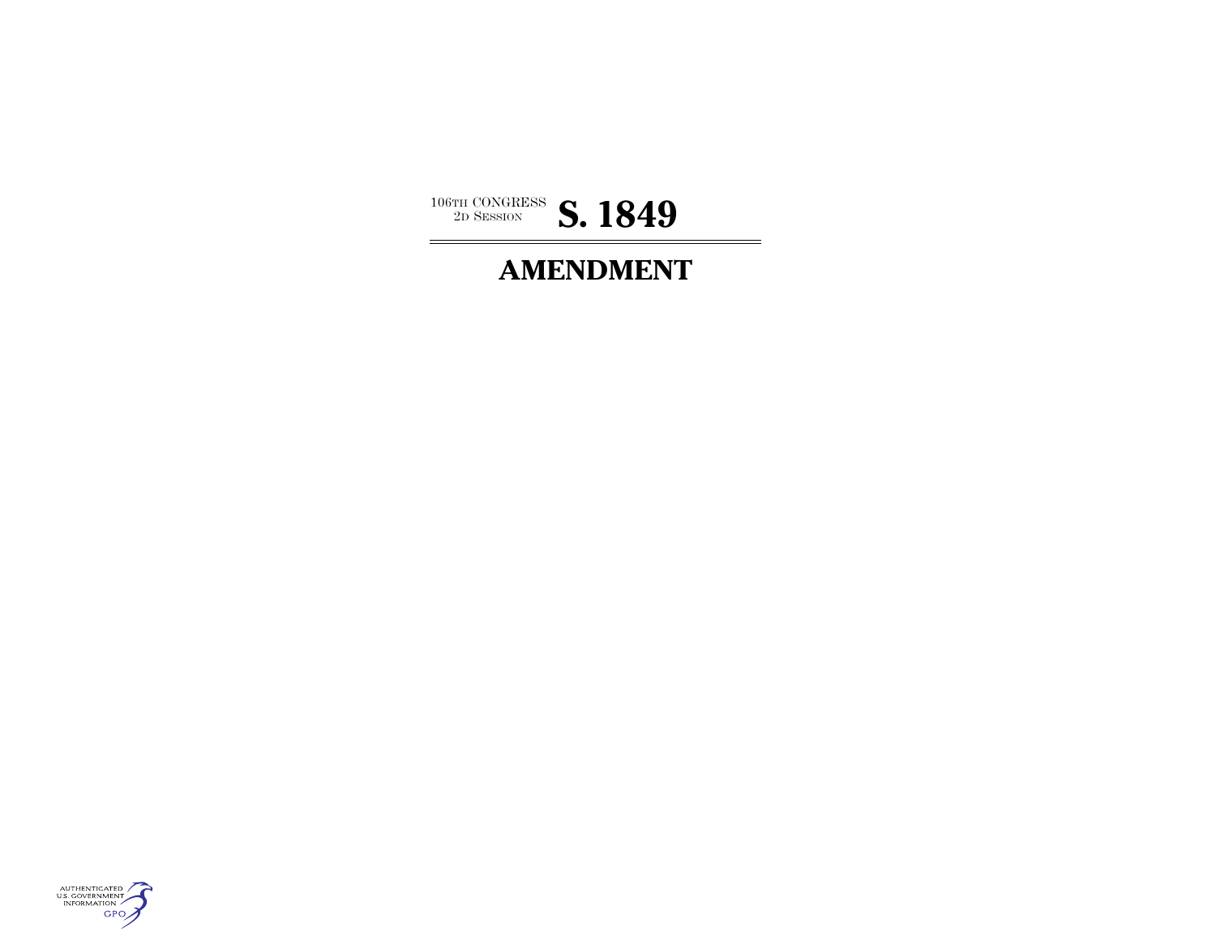106TH CONGRESS
2D SESSION

# S. 1849

## AMENDMENT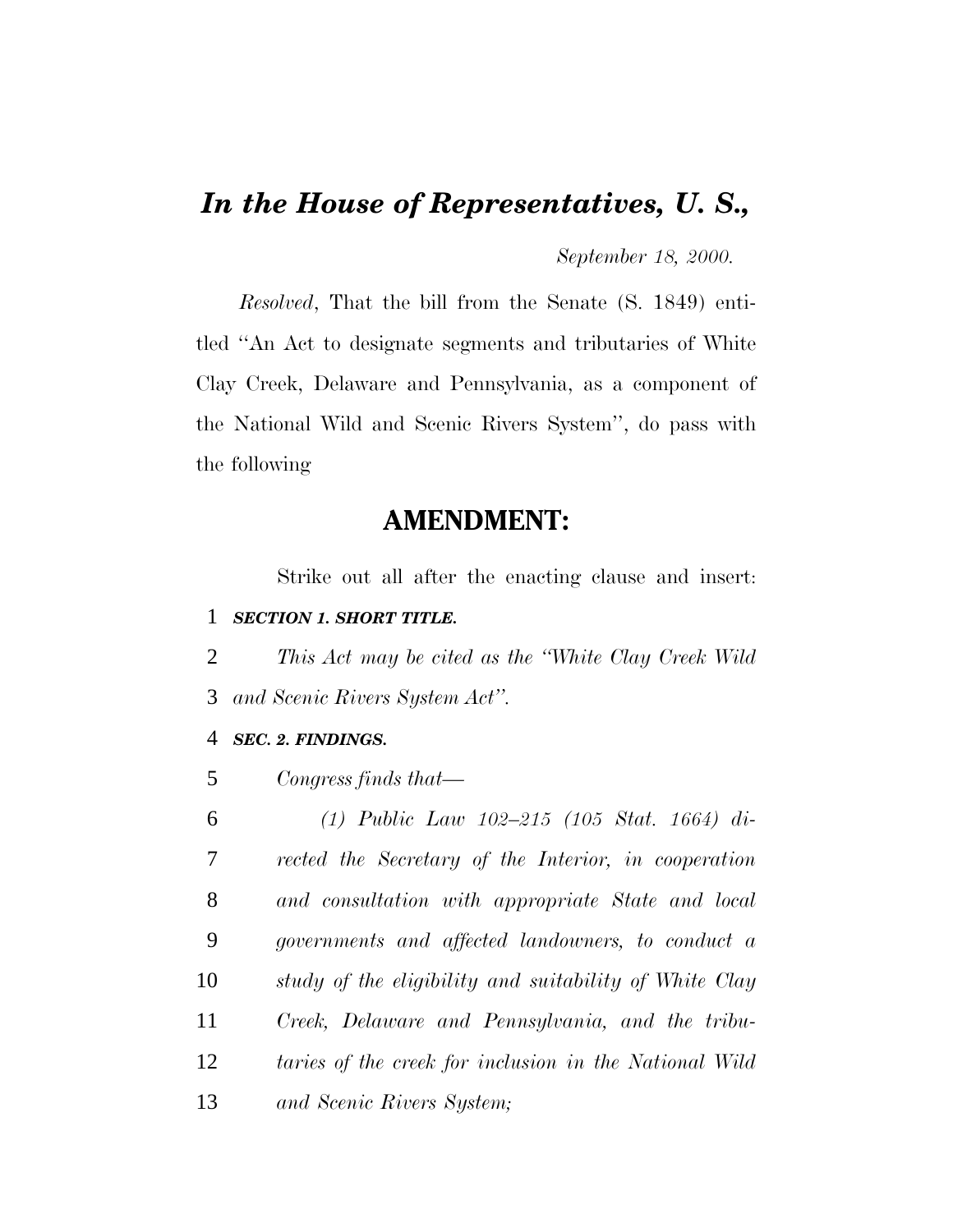# *In the House of Representatives, U. S.,*

*September 18, 2000.*

*Resolved*, That the bill from the Senate (S. 1849) entitled ''An Act to designate segments and tributaries of White Clay Creek, Delaware and Pennsylvania, as a component of the National Wild and Scenic Rivers System'', do pass with the following

## AMENDMENT:

Strike out all after the enacting clause and insert:

***SECTION 1. SHORT TITLE.***

*This Act may be cited as the ''White Clay Creek Wild and Scenic Rivers System Act''.*

***SEC. 2. FINDINGS.***

*Congress finds that—*

*(1) Public Law 102–215 (105 Stat. 1664) directed the Secretary of the Interior, in cooperation and consultation with appropriate State and local governments and affected landowners, to conduct a study of the eligibility and suitability of White Clay Creek, Delaware and Pennsylvania, and the tributaries of the creek for inclusion in the National Wild and Scenic Rivers System;*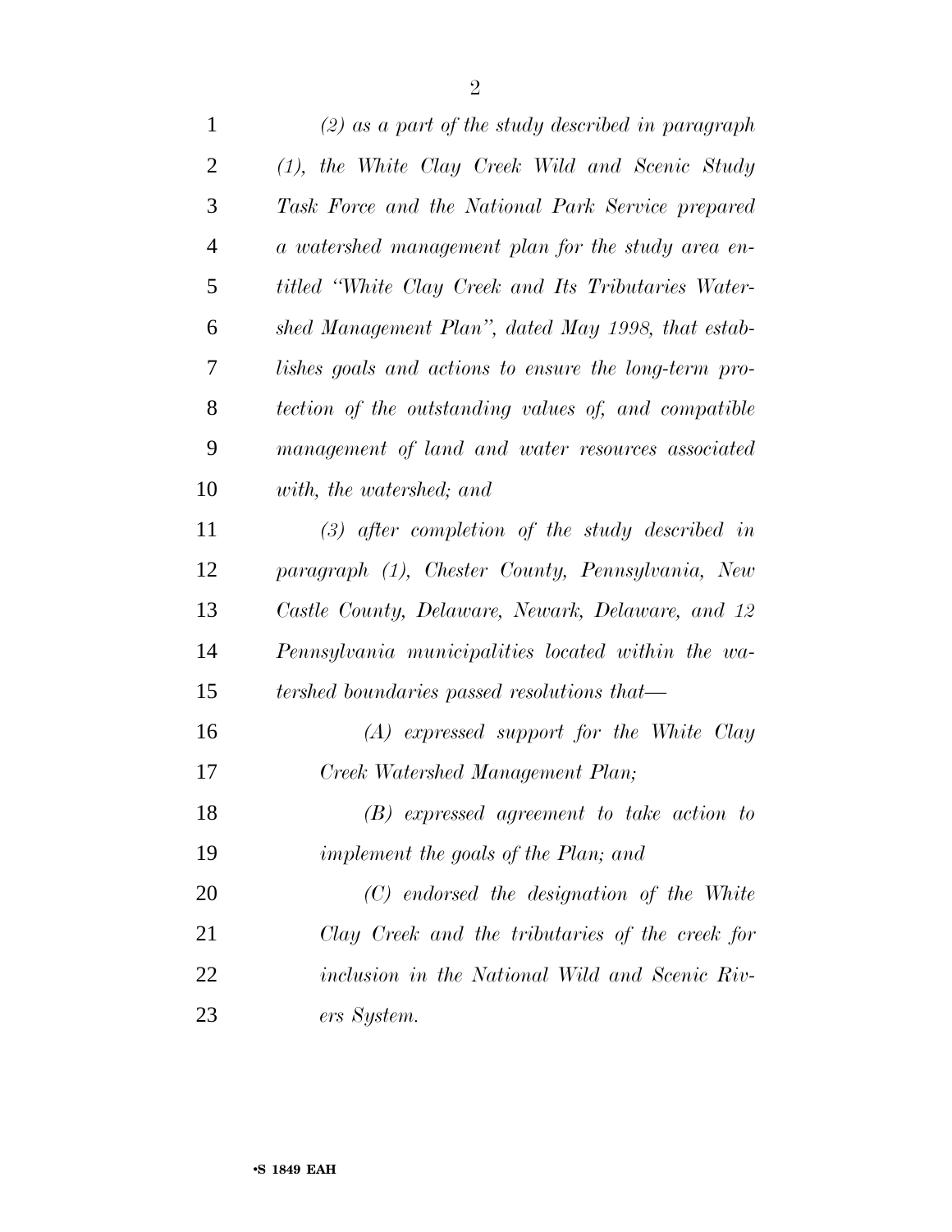*(2) as a part of the study described in paragraph (1), the White Clay Creek Wild and Scenic Study Task Force and the National Park Service prepared a watershed management plan for the study area entitled "White Clay Creek and Its Tributaries Watershed Management Plan", dated May 1998, that establishes goals and actions to ensure the long-term protection of the outstanding values of, and compatible management of land and water resources associated with, the watershed; and*

*(3) after completion of the study described in paragraph (1), Chester County, Pennsylvania, New Castle County, Delaware, Newark, Delaware, and 12 Pennsylvania municipalities located within the watershed boundaries passed resolutions that—*

*(A) expressed support for the White Clay Creek Watershed Management Plan;*

*(B) expressed agreement to take action to implement the goals of the Plan; and*

*(C) endorsed the designation of the White Clay Creek and the tributaries of the creek for inclusion in the National Wild and Scenic Rivers System.*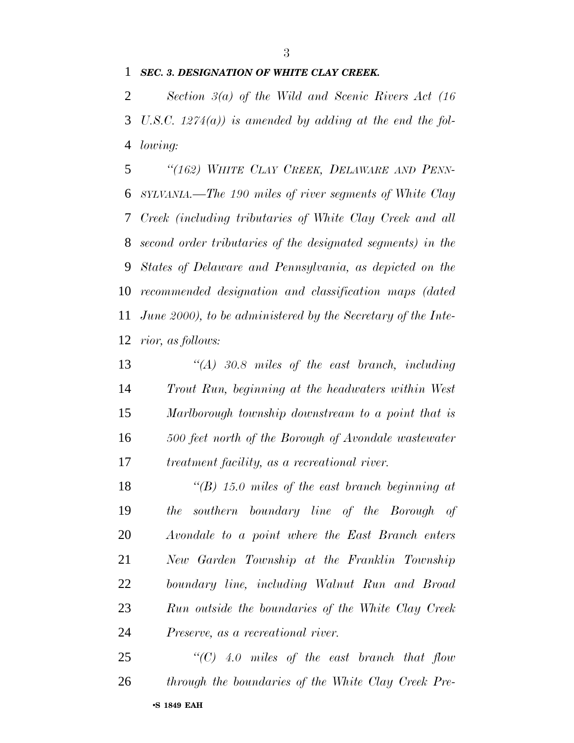***SEC. 3. DESIGNATION OF WHITE CLAY CREEK.***

*Section 3(a) of the Wild and Scenic Rivers Act (16 U.S.C. 1274(a)) is amended by adding at the end the following:*

*"(162) WHITE CLAY CREEK, DELAWARE AND PENNSYLVANIA.—The 190 miles of river segments of White Clay Creek (including tributaries of White Clay Creek and all second order tributaries of the designated segments) in the States of Delaware and Pennsylvania, as depicted on the recommended designation and classification maps (dated June 2000), to be administered by the Secretary of the Interior, as follows:*

*"(A) 30.8 miles of the east branch, including Trout Run, beginning at the headwaters within West Marlborough township downstream to a point that is 500 feet north of the Borough of Avondale wastewater treatment facility, as a recreational river.*

*"(B) 15.0 miles of the east branch beginning at the southern boundary line of the Borough of Avondale to a point where the East Branch enters New Garden Township at the Franklin Township boundary line, including Walnut Run and Broad Run outside the boundaries of the White Clay Creek Preserve, as a recreational river.*

*"(C) 4.0 miles of the east branch that flow through the boundaries of the White Clay Creek Pre-*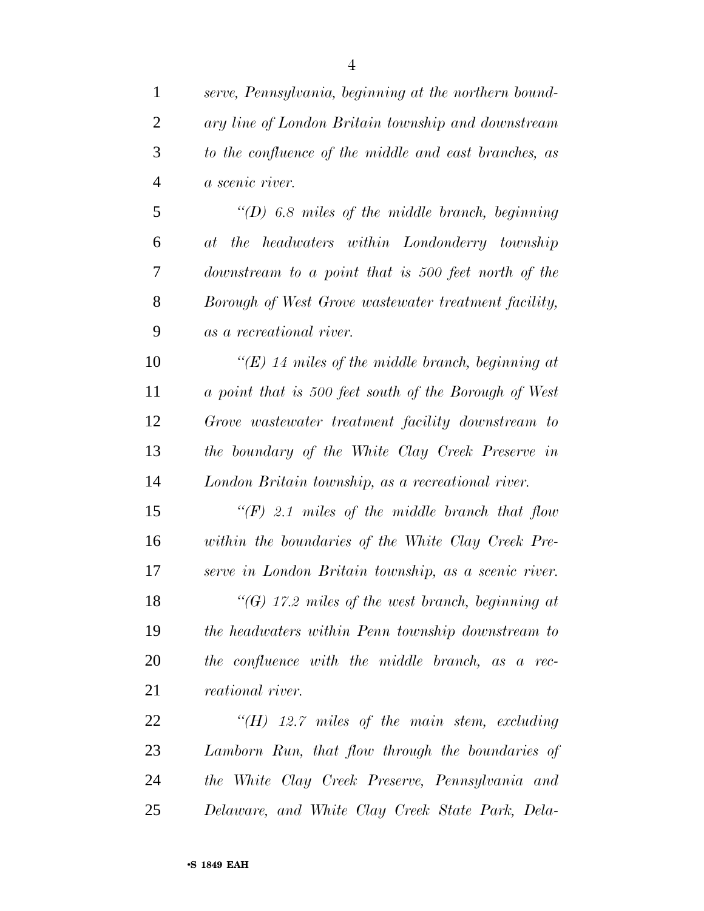*serve, Pennsylvania, beginning at the northern boundary line of London Britain township and downstream to the confluence of the middle and east branches, as a scenic river.*

*"(D) 6.8 miles of the middle branch, beginning at the headwaters within Londonderry township downstream to a point that is 500 feet north of the Borough of West Grove wastewater treatment facility, as a recreational river.*

*"(E) 14 miles of the middle branch, beginning at a point that is 500 feet south of the Borough of West Grove wastewater treatment facility downstream to the boundary of the White Clay Creek Preserve in London Britain township, as a recreational river.*

*"(F) 2.1 miles of the middle branch that flow within the boundaries of the White Clay Creek Preserve in London Britain township, as a scenic river.*

*"(G) 17.2 miles of the west branch, beginning at the headwaters within Penn township downstream to the confluence with the middle branch, as a recreational river.*

*"(H) 12.7 miles of the main stem, excluding Lamborn Run, that flow through the boundaries of the White Clay Creek Preserve, Pennsylvania and Delaware, and White Clay Creek State Park, Dela-*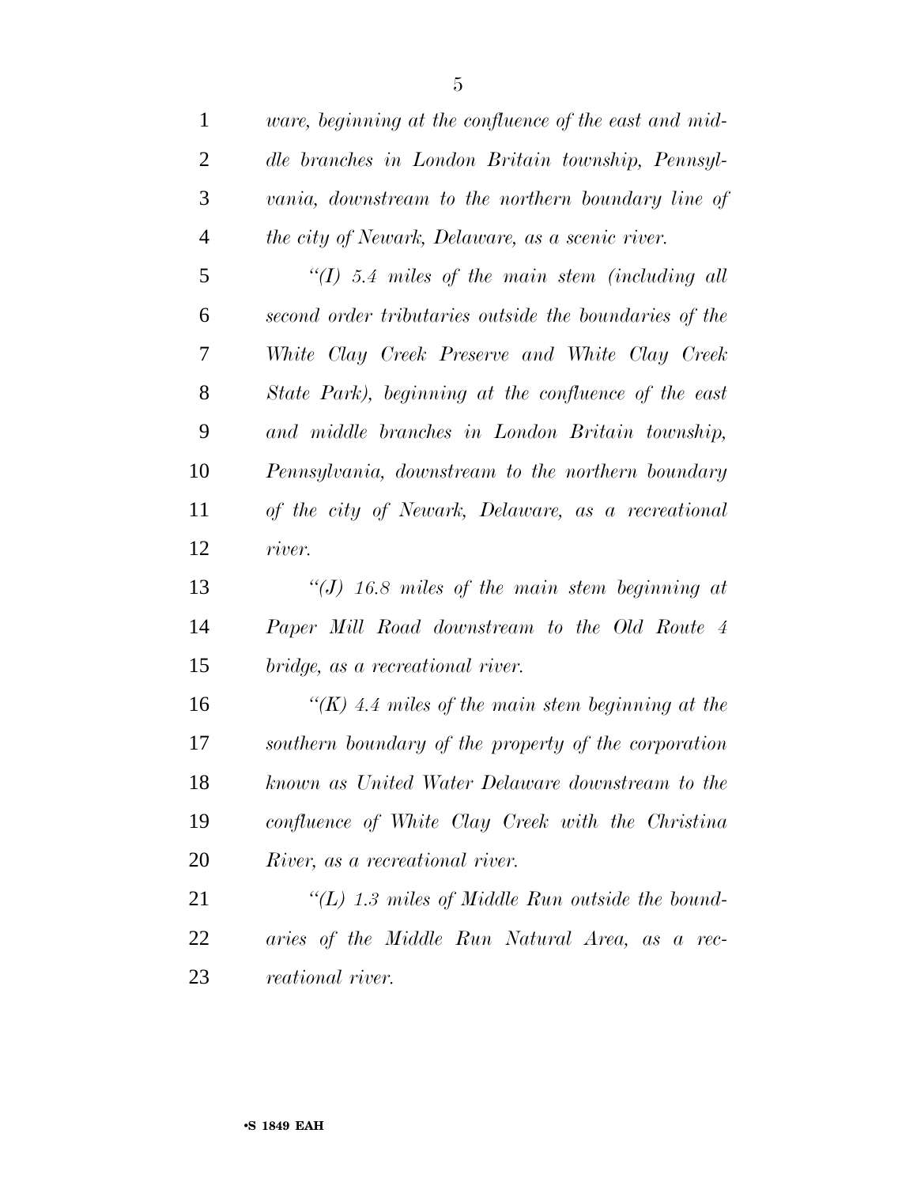*ware, beginning at the confluence of the east and middle branches in London Britain township, Pennsylvania, downstream to the northern boundary line of the city of Newark, Delaware, as a scenic river.*

*''(I) 5.4 miles of the main stem (including all second order tributaries outside the boundaries of the White Clay Creek Preserve and White Clay Creek State Park), beginning at the confluence of the east and middle branches in London Britain township, Pennsylvania, downstream to the northern boundary of the city of Newark, Delaware, as a recreational river.*

*''(J) 16.8 miles of the main stem beginning at Paper Mill Road downstream to the Old Route 4 bridge, as a recreational river.*

*''(K) 4.4 miles of the main stem beginning at the southern boundary of the property of the corporation known as United Water Delaware downstream to the confluence of White Clay Creek with the Christina River, as a recreational river.*

*''(L) 1.3 miles of Middle Run outside the boundaries of the Middle Run Natural Area, as a recreational river.*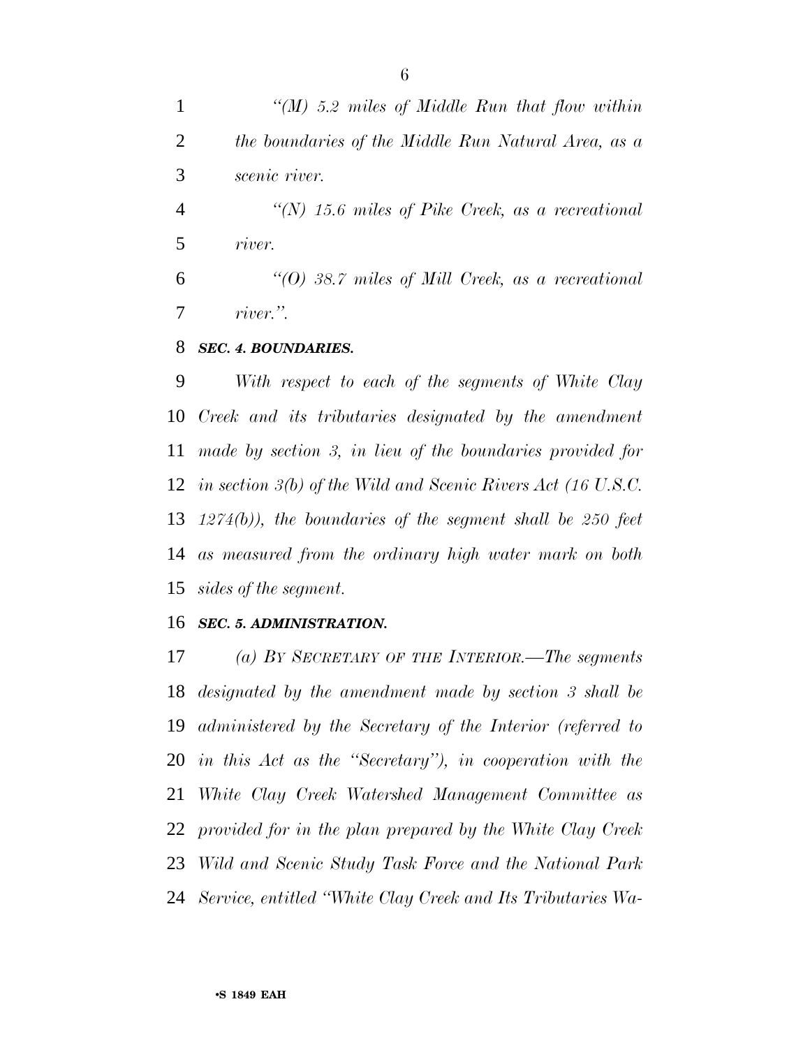*"(M) 5.2 miles of Middle Run that flow within the boundaries of the Middle Run Natural Area, as a scenic river.*

*"(N) 15.6 miles of Pike Creek, as a recreational river.*

*"(O) 38.7 miles of Mill Creek, as a recreational river.".*

***SEC. 4. BOUNDARIES.***

*With respect to each of the segments of White Clay Creek and its tributaries designated by the amendment made by section 3, in lieu of the boundaries provided for in section 3(b) of the Wild and Scenic Rivers Act (16 U.S.C. 1274(b)), the boundaries of the segment shall be 250 feet as measured from the ordinary high water mark on both sides of the segment.*

***SEC. 5. ADMINISTRATION.***

*(a) BY SECRETARY OF THE INTERIOR.—The segments designated by the amendment made by section 3 shall be administered by the Secretary of the Interior (referred to in this Act as the "Secretary"), in cooperation with the White Clay Creek Watershed Management Committee as provided for in the plan prepared by the White Clay Creek Wild and Scenic Study Task Force and the National Park Service, entitled "White Clay Creek and Its Tributaries Wa-*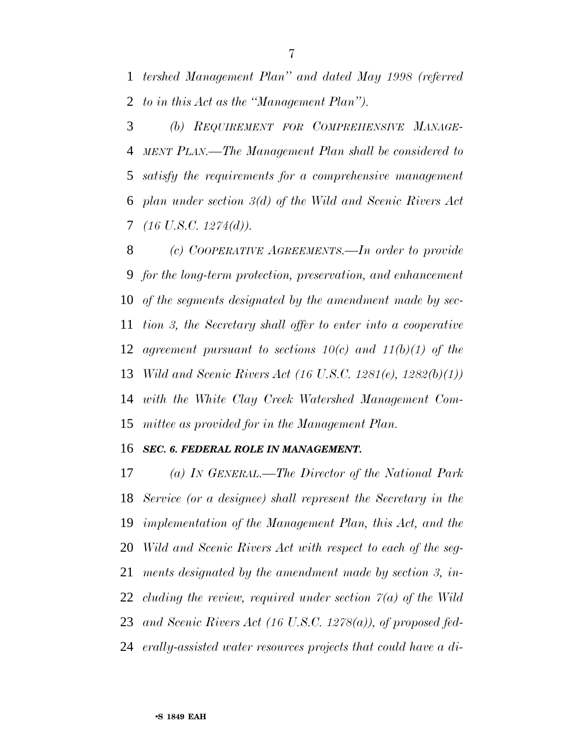*tershed Management Plan'' and dated May 1998 (referred to in this Act as the ''Management Plan'').*

*(b) REQUIREMENT FOR COMPREHENSIVE MANAGEMENT PLAN.—The Management Plan shall be considered to satisfy the requirements for a comprehensive management plan under section 3(d) of the Wild and Scenic Rivers Act (16 U.S.C. 1274(d)).*

*(c) COOPERATIVE AGREEMENTS.—In order to provide for the long-term protection, preservation, and enhancement of the segments designated by the amendment made by section 3, the Secretary shall offer to enter into a cooperative agreement pursuant to sections 10(c) and 11(b)(1) of the Wild and Scenic Rivers Act (16 U.S.C. 1281(e), 1282(b)(1)) with the White Clay Creek Watershed Management Committee as provided for in the Management Plan.*

***SEC. 6. FEDERAL ROLE IN MANAGEMENT.***

*(a) IN GENERAL.—The Director of the National Park Service (or a designee) shall represent the Secretary in the implementation of the Management Plan, this Act, and the Wild and Scenic Rivers Act with respect to each of the segments designated by the amendment made by section 3, including the review, required under section 7(a) of the Wild and Scenic Rivers Act (16 U.S.C. 1278(a)), of proposed federally-assisted water resources projects that could have a di-*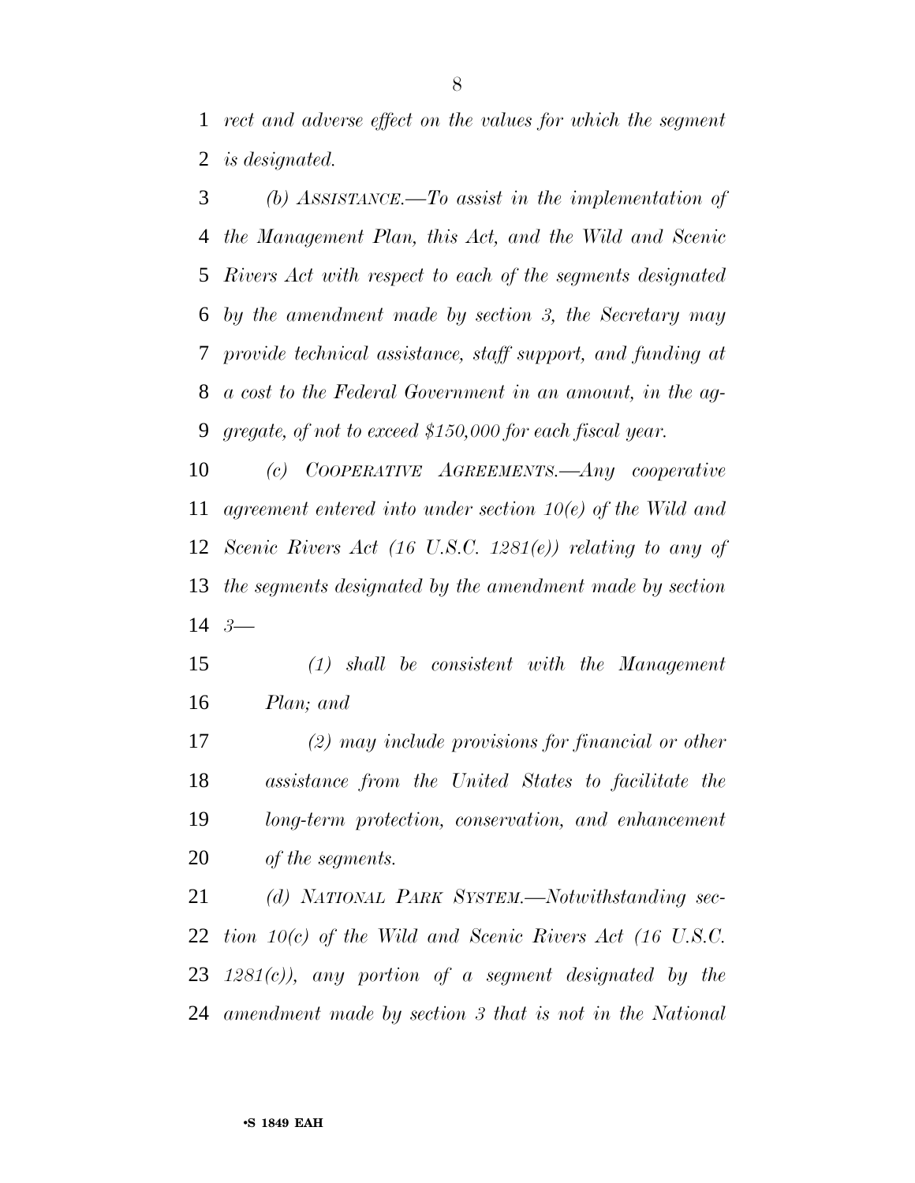*rect and adverse effect on the values for which the segment is designated.*

*(b) ASSISTANCE.—To assist in the implementation of the Management Plan, this Act, and the Wild and Scenic Rivers Act with respect to each of the segments designated by the amendment made by section 3, the Secretary may provide technical assistance, staff support, and funding at a cost to the Federal Government in an amount, in the aggregate, of not to exceed $150,000 for each fiscal year.*

*(c) COOPERATIVE AGREEMENTS.—Any cooperative agreement entered into under section 10(e) of the Wild and Scenic Rivers Act (16 U.S.C. 1281(e)) relating to any of the segments designated by the amendment made by section 3—*

*(1) shall be consistent with the Management Plan; and*

*(2) may include provisions for financial or other assistance from the United States to facilitate the long-term protection, conservation, and enhancement of the segments.*

*(d) NATIONAL PARK SYSTEM.—Notwithstanding section 10(c) of the Wild and Scenic Rivers Act (16 U.S.C. 1281(c)), any portion of a segment designated by the amendment made by section 3 that is not in the National*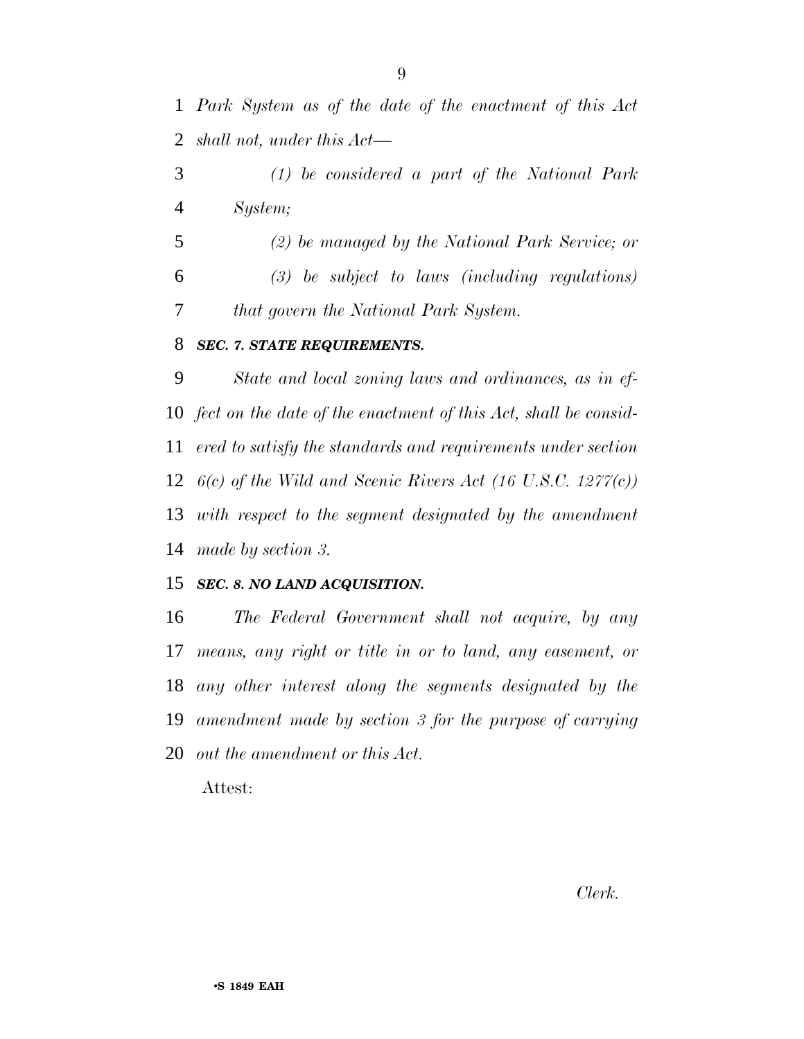*Park System as of the date of the enactment of this Act shall not, under this Act—*

*(1) be considered a part of the National Park System;*

*(2) be managed by the National Park Service; or*

*(3) be subject to laws (including regulations) that govern the National Park System.*

***SEC. 7. STATE REQUIREMENTS.***

*State and local zoning laws and ordinances, as in effect on the date of the enactment of this Act, shall be considered to satisfy the standards and requirements under section 6(c) of the Wild and Scenic Rivers Act (16 U.S.C. 1277(c)) with respect to the segment designated by the amendment made by section 3.*

***SEC. 8. NO LAND ACQUISITION.***

*The Federal Government shall not acquire, by any means, any right or title in or to land, any easement, or any other interest along the segments designated by the amendment made by section 3 for the purpose of carrying out the amendment or this Act.*

Attest:

*Clerk.*